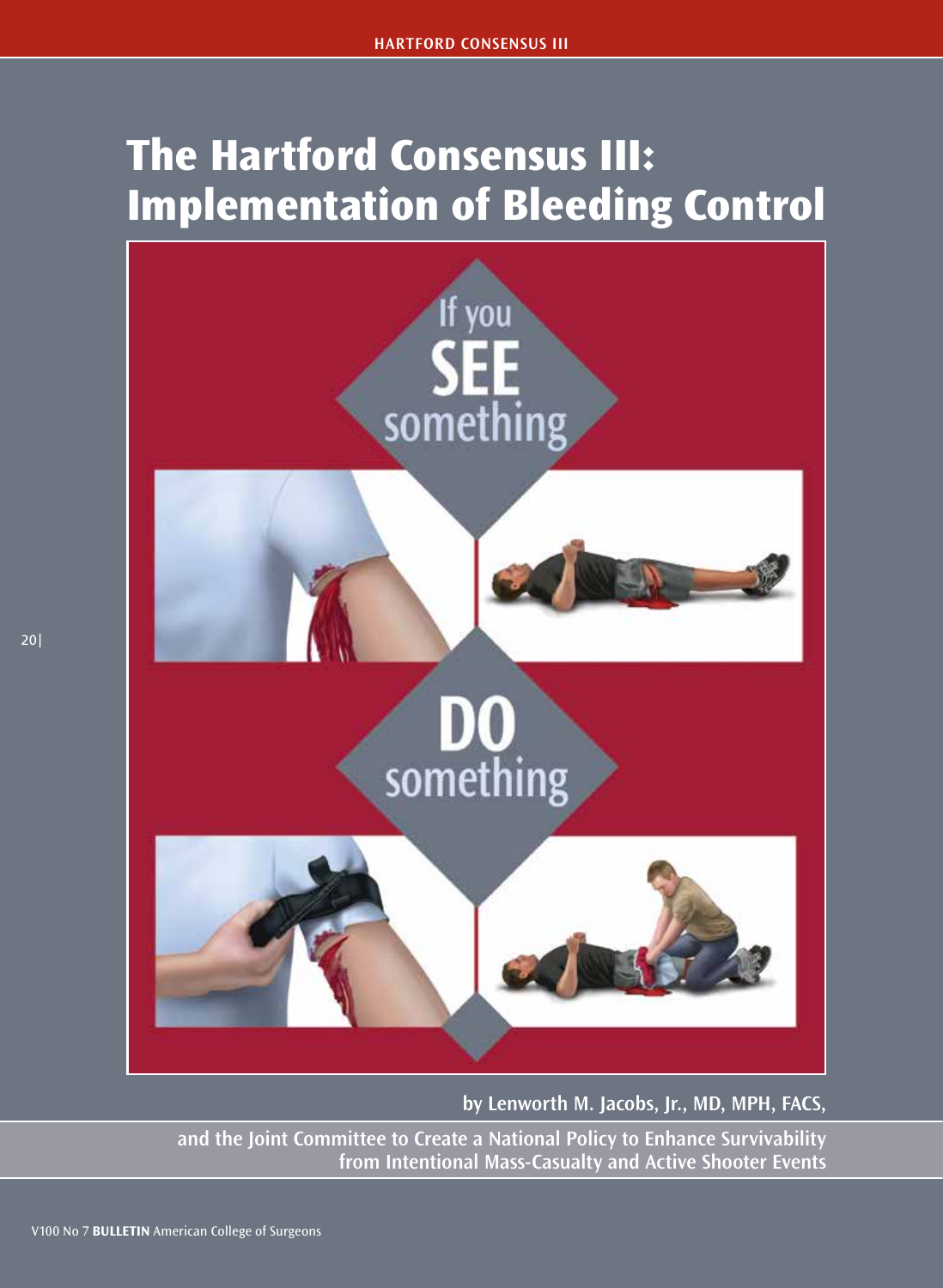# The Hartford Consensus III: Implementation of Bleeding Control

If you **SEE** something

**DO** something

by Lenworth M. Jacobs, Jr., MD, MPH, FACS,

and the Joint Committee to Create a National Policy to Enhance Survivability from Intentional Mass-Casualty and Active Shooter Events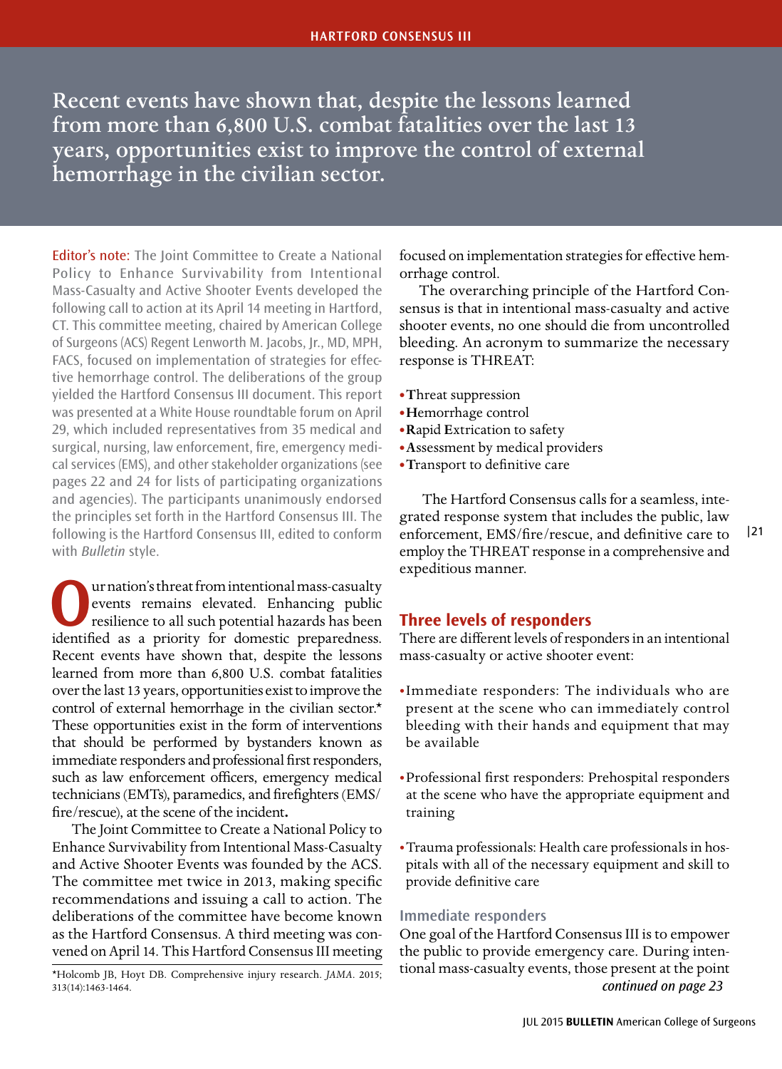# Recent events have shown that, despite the lessons learned from more than 6,800 U.S. combat fatalities over the last 13 years, opportunities exist to improve the control of external hemorrhage in the civilian sector.

Editor's note: The Joint Committee to Create a National Policy to Enhance Survivability from Intentional Mass-Casualty and Active Shooter Events developed the following call to action at its April 14 meeting in Hartford, CT. This committee meeting, chaired by American College of Surgeons (ACS) Regent Lenworth M. Jacobs, Jr., MD, MPH, FACS, focused on implementation of strategies for effective hemorrhage control. The deliberations of the group yielded the Hartford Consensus III document. This report was presented at a White House roundtable forum on April 29, which included representatives from 35 medical and surgical, nursing, law enforcement, fire, emergency medical services (EMS), and other stakeholder organizations (see pages 22 and 24 for lists of participating organizations and agencies). The participants unanimously endorsed the principles set forth in the Hartford Consensus III. The following is the Hartford Consensus III, edited to conform with *Bulletin* style.

Our nation's threat from intentional mass-casualty events remains elevated. Enhancing public resilience to all such potential hazards has been identified as a priority for domestic preparedness. Recent events have shown that, despite the lessons learned from more than 6,800 U.S. combat fatalities over the last 13 years, opportunities exist to improve the control of external hemorrhage in the civilian sector.* These opportunities exist in the form of interventions that should be performed by bystanders known as immediate responders and professional first responders, such as law enforcement officers, emergency medical technicians (EMTs), paramedics, and firefighters (EMS/fire/rescue), at the scene of the incident.

The Joint Committee to Create a National Policy to Enhance Survivability from Intentional Mass-Casualty and Active Shooter Events was founded by the ACS. The committee met twice in 2013, making specific recommendations and issuing a call to action. The deliberations of the committee have become known as the Hartford Consensus. A third meeting was convened on April 14. This Hartford Consensus III meeting focused on implementation strategies for effective hemorrhage control.

The overarching principle of the Hartford Consensus is that in intentional mass-casualty and active shooter events, no one should die from uncontrolled bleeding. An acronym to summarize the necessary response is THREAT:

- **T**hreat suppression
- **H**emorrhage control
- **R**apid **E**xtrication to safety
- **A**ssessment by medical providers
- **T**ransport to definitive care

The Hartford Consensus calls for a seamless, integrated response system that includes the public, law enforcement, EMS/fire/rescue, and definitive care to employ the THREAT response in a comprehensive and expeditious manner.

## Three levels of responders

There are different levels of responders in an intentional mass-casualty or active shooter event:

- Immediate responders: The individuals who are present at the scene who can immediately control bleeding with their hands and equipment that may be available
- Professional first responders: Prehospital responders at the scene who have the appropriate equipment and training
- Trauma professionals: Health care professionals in hospitals with all of the necessary equipment and skill to provide definitive care

### Immediate responders

One goal of the Hartford Consensus III is to empower the public to provide emergency care. During intentional mass-casualty events, those present at the point

*continued on page 23*

*Holcomb JB, Hoyt DB. Comprehensive injury research. *JAMA*. 2015; 313(14):1463-1464.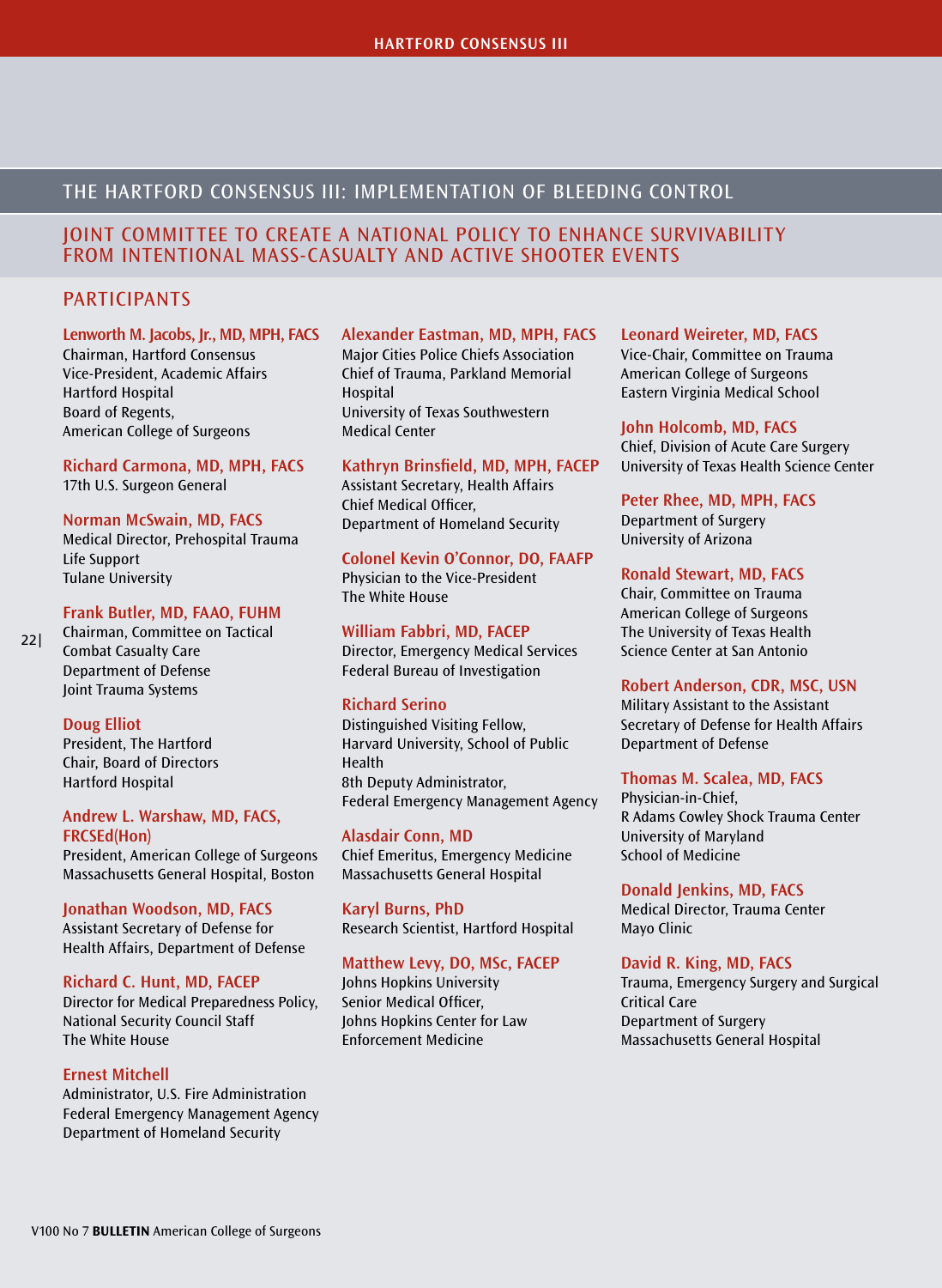## THE HARTFORD CONSENSUS III: IMPLEMENTATION OF BLEEDING CONTROL

### JOINT COMMITTEE TO CREATE A NATIONAL POLICY TO ENHANCE SURVIVABILITY FROM INTENTIONAL MASS-CASUALTY AND ACTIVE SHOOTER EVENTS

### PARTICIPANTS

**Lenworth M. Jacobs, Jr., MD, MPH, FACS**
Chairman, Hartford Consensus
Vice-President, Academic Affairs
Hartford Hospital
Board of Regents,
American College of Surgeons

**Richard Carmona, MD, MPH, FACS**
17th U.S. Surgeon General

**Norman McSwain, MD, FACS**
Medical Director, Prehospital Trauma Life Support
Tulane University

**Frank Butler, MD, FAAO, FUHM**
Chairman, Committee on Tactical Combat Casualty Care
Department of Defense
Joint Trauma Systems

**Doug Elliot**
President, The Hartford
Chair, Board of Directors
Hartford Hospital

**Andrew L. Warshaw, MD, FACS, FRCSEd(Hon)**
President, American College of Surgeons
Massachusetts General Hospital, Boston

**Jonathan Woodson, MD, FACS**
Assistant Secretary of Defense for Health Affairs, Department of Defense

**Richard C. Hunt, MD, FACEP**
Director for Medical Preparedness Policy,
National Security Council Staff
The White House

**Ernest Mitchell**
Administrator, U.S. Fire Administration
Federal Emergency Management Agency
Department of Homeland Security

**Alexander Eastman, MD, MPH, FACS**
Major Cities Police Chiefs Association
Chief of Trauma, Parkland Memorial Hospital
University of Texas Southwestern Medical Center

**Kathryn Brinsfield, MD, MPH, FACEP**
Assistant Secretary, Health Affairs
Chief Medical Officer,
Department of Homeland Security

**Colonel Kevin O'Connor, DO, FAAFP**
Physician to the Vice-President
The White House

**William Fabbri, MD, FACEP**
Director, Emergency Medical Services
Federal Bureau of Investigation

**Richard Serino**
Distinguished Visiting Fellow,
Harvard University, School of Public Health
8th Deputy Administrator,
Federal Emergency Management Agency

**Alasdair Conn, MD**
Chief Emeritus, Emergency Medicine
Massachusetts General Hospital

**Karyl Burns, PhD**
Research Scientist, Hartford Hospital

**Matthew Levy, DO, MSc, FACEP**
Johns Hopkins University
Senior Medical Officer,
Johns Hopkins Center for Law Enforcement Medicine

**Leonard Weireter, MD, FACS**
Vice-Chair, Committee on Trauma
American College of Surgeons
Eastern Virginia Medical School

**John Holcomb, MD, FACS**
Chief, Division of Acute Care Surgery
University of Texas Health Science Center

**Peter Rhee, MD, MPH, FACS**
Department of Surgery
University of Arizona

**Ronald Stewart, MD, FACS**
Chair, Committee on Trauma
American College of Surgeons
The University of Texas Health Science Center at San Antonio

**Robert Anderson, CDR, MSC, USN**
Military Assistant to the Assistant Secretary of Defense for Health Affairs
Department of Defense

**Thomas M. Scalea, MD, FACS**
Physician-in-Chief,
R Adams Cowley Shock Trauma Center
University of Maryland
School of Medicine

**Donald Jenkins, MD, FACS**
Medical Director, Trauma Center
Mayo Clinic

**David R. King, MD, FACS**
Trauma, Emergency Surgery and Surgical Critical Care
Department of Surgery
Massachusetts General Hospital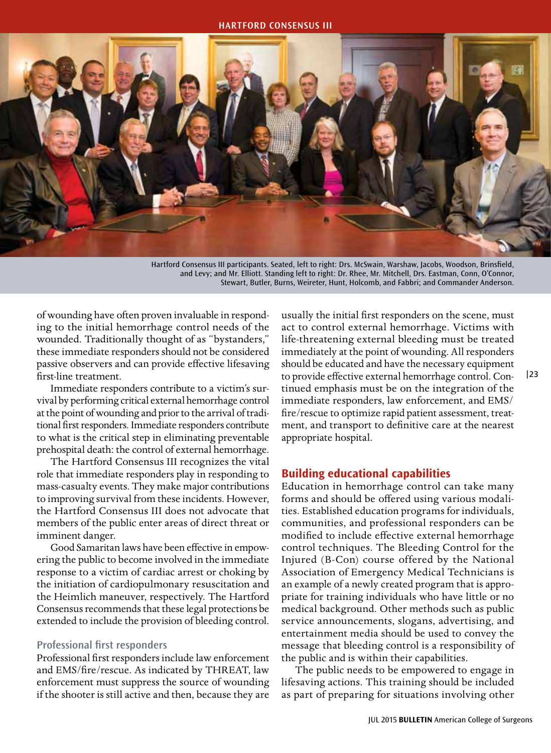Hartford Consensus III participants. Seated, left to right: Drs. McSwain, Warshaw, Jacobs, Woodson, Brinsfield, and Levy; and Mr. Elliott. Standing left to right: Dr. Rhee, Mr. Mitchell, Drs. Eastman, Conn, O'Connor, Stewart, Butler, Burns, Weireter, Hunt, Holcomb, and Fabbri; and Commander Anderson.

of wounding have often proven invaluable in responding to the initial hemorrhage control needs of the wounded. Traditionally thought of as "bystanders," these immediate responders should not be considered passive observers and can provide effective lifesaving first-line treatment.

Immediate responders contribute to a victim's survival by performing critical external hemorrhage control at the point of wounding and prior to the arrival of traditional first responders. Immediate responders contribute to what is the critical step in eliminating preventable prehospital death: the control of external hemorrhage.

The Hartford Consensus III recognizes the vital role that immediate responders play in responding to mass-casualty events. They make major contributions to improving survival from these incidents. However, the Hartford Consensus III does not advocate that members of the public enter areas of direct threat or imminent danger.

Good Samaritan laws have been effective in empowering the public to become involved in the immediate response to a victim of cardiac arrest or choking by the initiation of cardiopulmonary resuscitation and the Heimlich maneuver, respectively. The Hartford Consensus recommends that these legal protections be extended to include the provision of bleeding control.

### Professional first responders

Professional first responders include law enforcement and EMS/fire/rescue. As indicated by THREAT, law enforcement must suppress the source of wounding if the shooter is still active and then, because they are usually the initial first responders on the scene, must act to control external hemorrhage. Victims with life-threatening external bleeding must be treated immediately at the point of wounding. All responders should be educated and have the necessary equipment to provide effective external hemorrhage control. Continued emphasis must be on the integration of the immediate responders, law enforcement, and EMS/fire/rescue to optimize rapid patient assessment, treatment, and transport to definitive care at the nearest appropriate hospital.

## Building educational capabilities

Education in hemorrhage control can take many forms and should be offered using various modalities. Established education programs for individuals, communities, and professional responders can be modified to include effective external hemorrhage control techniques. The Bleeding Control for the Injured (B-Con) course offered by the National Association of Emergency Medical Technicians is an example of a newly created program that is appropriate for training individuals who have little or no medical background. Other methods such as public service announcements, slogans, advertising, and entertainment media should be used to convey the message that bleeding control is a responsibility of the public and is within their capabilities.

The public needs to be empowered to engage in lifesaving actions. This training should be included as part of preparing for situations involving other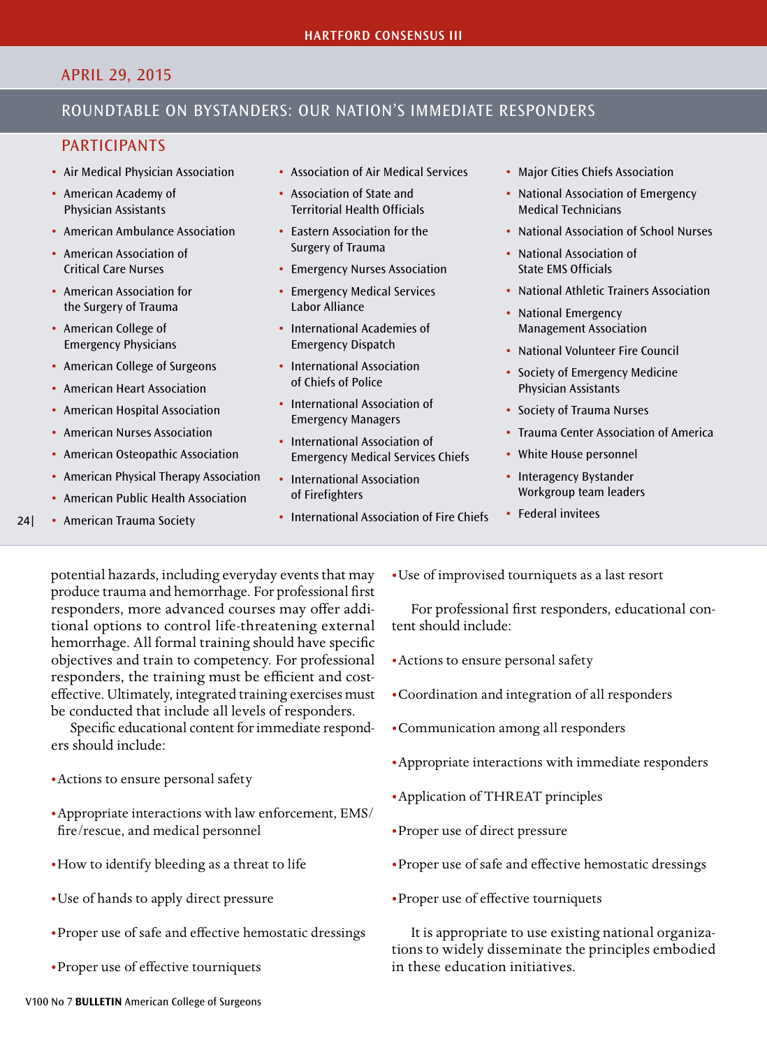## APRIL 29, 2015

## ROUNDTABLE ON BYSTANDERS: OUR NATION'S IMMEDIATE RESPONDERS

### PARTICIPANTS

- Air Medical Physician Association
- American Academy of Physician Assistants
- American Ambulance Association
- American Association of Critical Care Nurses
- American Association for the Surgery of Trauma
- American College of Emergency Physicians
- American College of Surgeons
- American Heart Association
- American Hospital Association
- American Nurses Association
- American Osteopathic Association
- American Physical Therapy Association
- American Public Health Association
- American Trauma Society
- Association of Air Medical Services
- Association of State and Territorial Health Officials
- Eastern Association for the Surgery of Trauma
- Emergency Nurses Association
- Emergency Medical Services Labor Alliance
- International Academies of Emergency Dispatch
- International Association of Chiefs of Police
- International Association of Emergency Managers
- International Association of Emergency Medical Services Chiefs
- International Association of Firefighters
- International Association of Fire Chiefs
- Major Cities Chiefs Association
- National Association of Emergency Medical Technicians
- National Association of School Nurses
- National Association of State EMS Officials
- National Athletic Trainers Association
- National Emergency Management Association
- National Volunteer Fire Council
- Society of Emergency Medicine Physician Assistants
- Society of Trauma Nurses
- Trauma Center Association of America
- White House personnel
- Interagency Bystander Workgroup team leaders
- Federal invitees

potential hazards, including everyday events that may produce trauma and hemorrhage. For professional first responders, more advanced courses may offer additional options to control life-threatening external hemorrhage. All formal training should have specific objectives and train to competency. For professional responders, the training must be efficient and cost-effective. Ultimately, integrated training exercises must be conducted that include all levels of responders.

Specific educational content for immediate responders should include:

- Actions to ensure personal safety
- Appropriate interactions with law enforcement, EMS/fire/rescue, and medical personnel
- How to identify bleeding as a threat to life
- Use of hands to apply direct pressure
- Proper use of safe and effective hemostatic dressings
- Proper use of effective tourniquets
- Use of improvised tourniquets as a last resort

For professional first responders, educational content should include:

- Actions to ensure personal safety
- Coordination and integration of all responders
- Communication among all responders
- Appropriate interactions with immediate responders
- Application of THREAT principles
- Proper use of direct pressure
- Proper use of safe and effective hemostatic dressings
- Proper use of effective tourniquets

It is appropriate to use existing national organizations to widely disseminate the principles embodied in these education initiatives.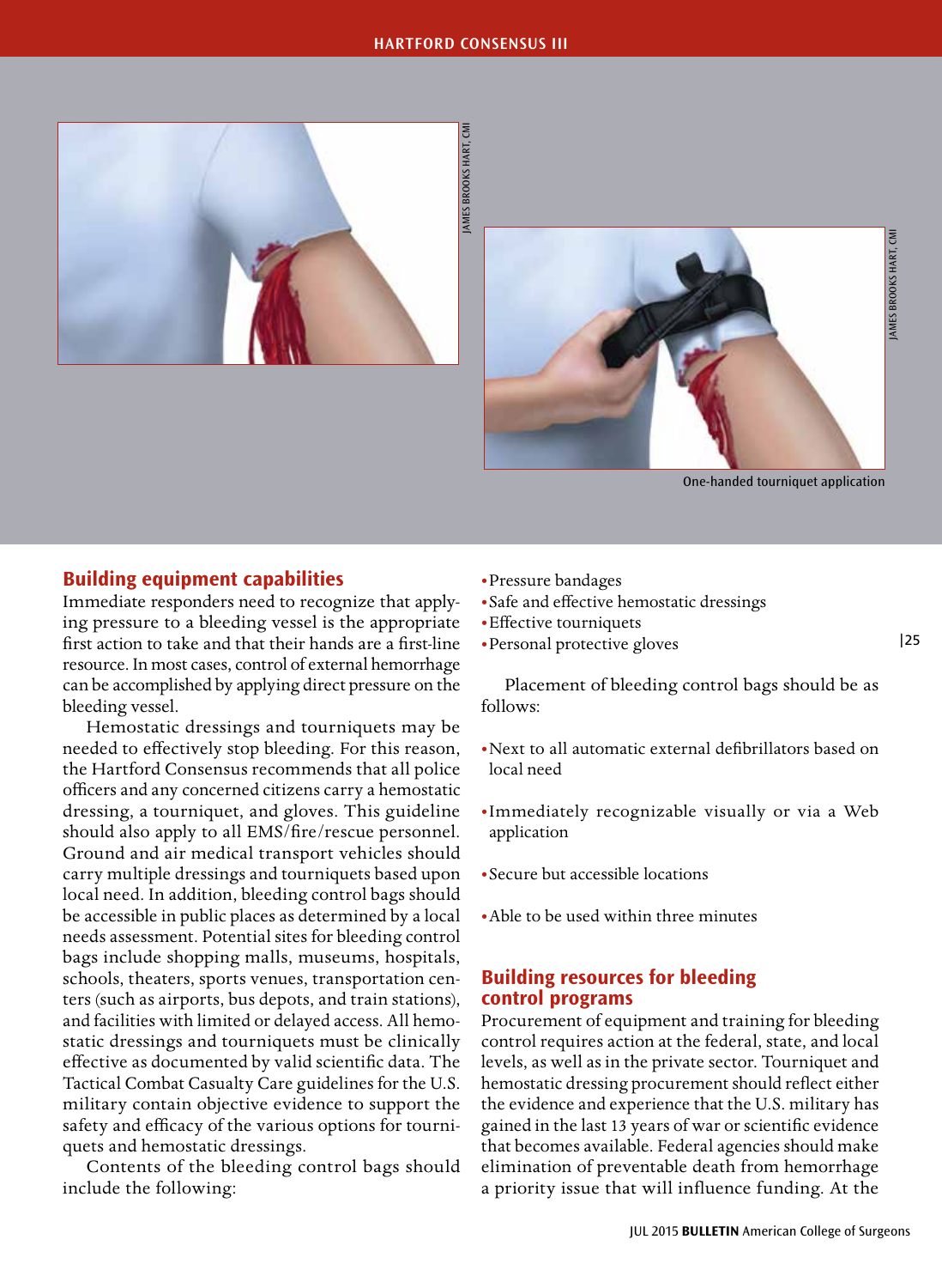One-handed tourniquet application

## Building equipment capabilities

Immediate responders need to recognize that applying pressure to a bleeding vessel is the appropriate first action to take and that their hands are a first-line resource. In most cases, control of external hemorrhage can be accomplished by applying direct pressure on the bleeding vessel.

Hemostatic dressings and tourniquets may be needed to effectively stop bleeding. For this reason, the Hartford Consensus recommends that all police officers and any concerned citizens carry a hemostatic dressing, a tourniquet, and gloves. This guideline should also apply to all EMS/fire/rescue personnel. Ground and air medical transport vehicles should carry multiple dressings and tourniquets based upon local need. In addition, bleeding control bags should be accessible in public places as determined by a local needs assessment. Potential sites for bleeding control bags include shopping malls, museums, hospitals, schools, theaters, sports venues, transportation centers (such as airports, bus depots, and train stations), and facilities with limited or delayed access. All hemostatic dressings and tourniquets must be clinically effective as documented by valid scientific data. The Tactical Combat Casualty Care guidelines for the U.S. military contain objective evidence to support the safety and efficacy of the various options for tourniquets and hemostatic dressings.

Contents of the bleeding control bags should include the following:

- Pressure bandages
- Safe and effective hemostatic dressings
- Effective tourniquets
- Personal protective gloves

Placement of bleeding control bags should be as follows:

- Next to all automatic external defibrillators based on local need
- Immediately recognizable visually or via a Web application
- Secure but accessible locations
- Able to be used within three minutes

## Building resources for bleeding control programs

Procurement of equipment and training for bleeding control requires action at the federal, state, and local levels, as well as in the private sector. Tourniquet and hemostatic dressing procurement should reflect either the evidence and experience that the U.S. military has gained in the last 13 years of war or scientific evidence that becomes available. Federal agencies should make elimination of preventable death from hemorrhage a priority issue that will influence funding. At the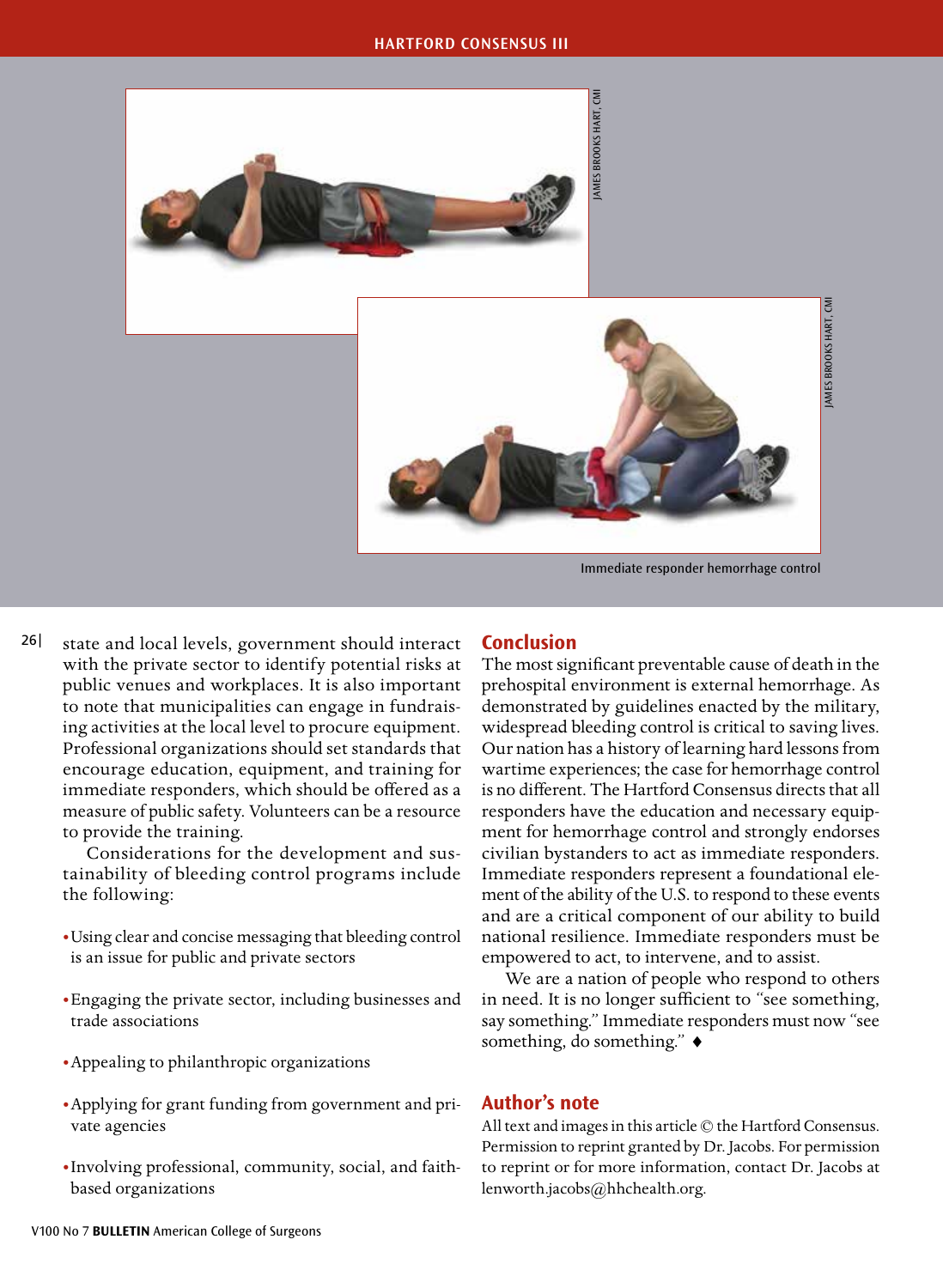Immediate responder hemorrhage control

state and local levels, government should interact with the private sector to identify potential risks at public venues and workplaces. It is also important to note that municipalities can engage in fundraising activities at the local level to procure equipment. Professional organizations should set standards that encourage education, equipment, and training for immediate responders, which should be offered as a measure of public safety. Volunteers can be a resource to provide the training.

Considerations for the development and sustainability of bleeding control programs include the following:

- Using clear and concise messaging that bleeding control is an issue for public and private sectors
- Engaging the private sector, including businesses and trade associations
- Appealing to philanthropic organizations
- Applying for grant funding from government and private agencies
- Involving professional, community, social, and faith-based organizations

## Conclusion

The most significant preventable cause of death in the prehospital environment is external hemorrhage. As demonstrated by guidelines enacted by the military, widespread bleeding control is critical to saving lives. Our nation has a history of learning hard lessons from wartime experiences; the case for hemorrhage control is no different. The Hartford Consensus directs that all responders have the education and necessary equipment for hemorrhage control and strongly endorses civilian bystanders to act as immediate responders. Immediate responders represent a foundational element of the ability of the U.S. to respond to these events and are a critical component of our ability to build national resilience. Immediate responders must be empowered to act, to intervene, and to assist.

We are a nation of people who respond to others in need. It is no longer sufficient to "see something, say something." Immediate responders must now "see something, do something." ♦

## Author's note

All text and images in this article © the Hartford Consensus. Permission to reprint granted by Dr. Jacobs. For permission to reprint or for more information, contact Dr. Jacobs at lenworth.jacobs@hhchealth.org.